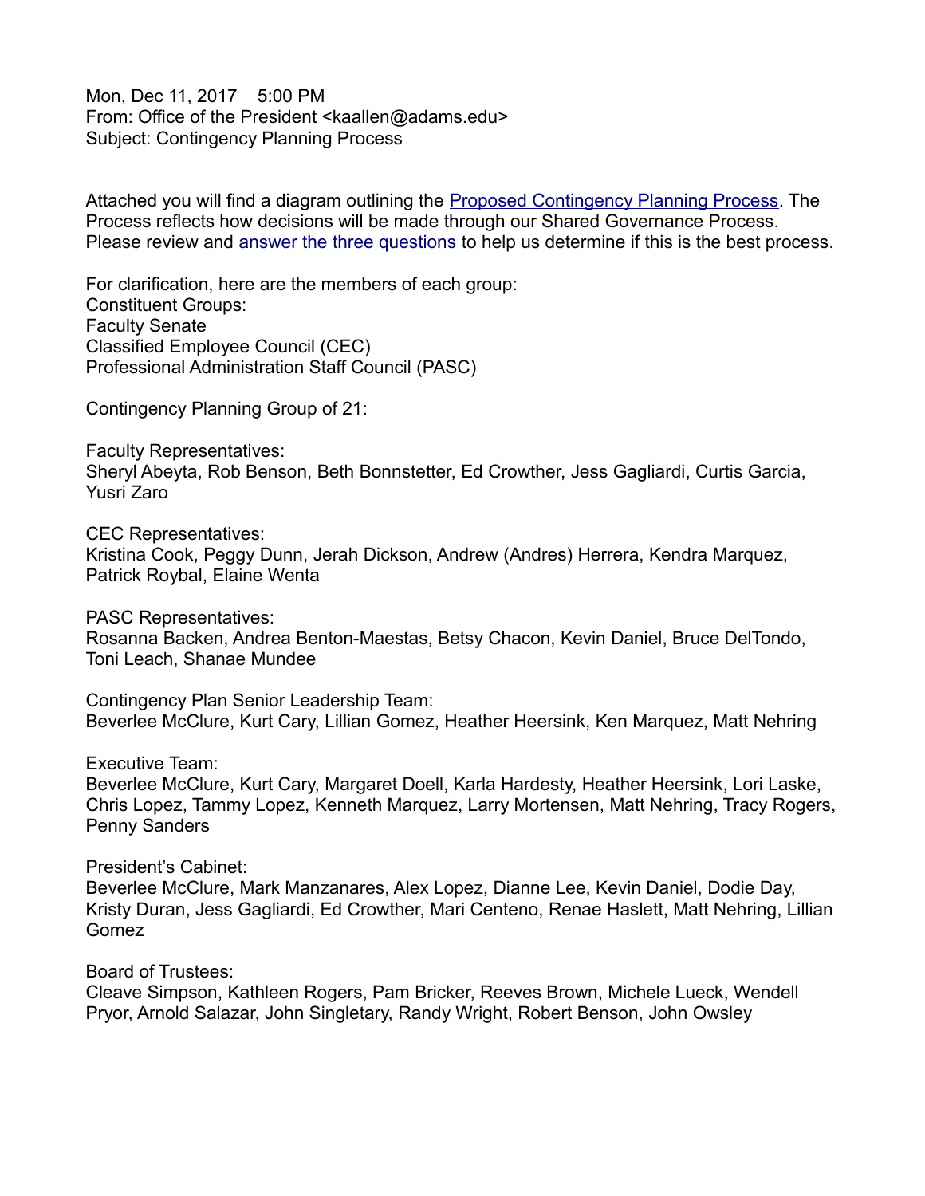Mon, Dec 11, 2017 5:00 PM
From: Office of the President <kaallen@adams.edu>
Subject: Contingency Planning Process

Attached you will find a diagram outlining the [Proposed Contingency Planning Process](). The Process reflects how decisions will be made through our Shared Governance Process. Please review and [answer the three questions]() to help us determine if this is the best process.

For clarification, here are the members of each group:
Constituent Groups:
Faculty Senate
Classified Employee Council (CEC)
Professional Administration Staff Council (PASC)

Contingency Planning Group of 21:

Faculty Representatives:
Sheryl Abeyta, Rob Benson, Beth Bonnstetter, Ed Crowther, Jess Gagliardi, Curtis Garcia, Yusri Zaro

CEC Representatives:
Kristina Cook, Peggy Dunn, Jerah Dickson, Andrew (Andres) Herrera, Kendra Marquez, Patrick Roybal, Elaine Wenta

PASC Representatives:
Rosanna Backen, Andrea Benton-Maestas, Betsy Chacon, Kevin Daniel, Bruce DelTondo, Toni Leach, Shanae Mundee

Contingency Plan Senior Leadership Team:
Beverlee McClure, Kurt Cary, Lillian Gomez, Heather Heersink, Ken Marquez, Matt Nehring

Executive Team:
Beverlee McClure, Kurt Cary, Margaret Doell, Karla Hardesty, Heather Heersink, Lori Laske, Chris Lopez, Tammy Lopez, Kenneth Marquez, Larry Mortensen, Matt Nehring, Tracy Rogers, Penny Sanders

President's Cabinet:
Beverlee McClure, Mark Manzanares, Alex Lopez, Dianne Lee, Kevin Daniel, Dodie Day, Kristy Duran, Jess Gagliardi, Ed Crowther, Mari Centeno, Renae Haslett, Matt Nehring, Lillian Gomez

Board of Trustees:
Cleave Simpson, Kathleen Rogers, Pam Bricker, Reeves Brown, Michele Lueck, Wendell Pryor, Arnold Salazar, John Singletary, Randy Wright, Robert Benson, John Owsley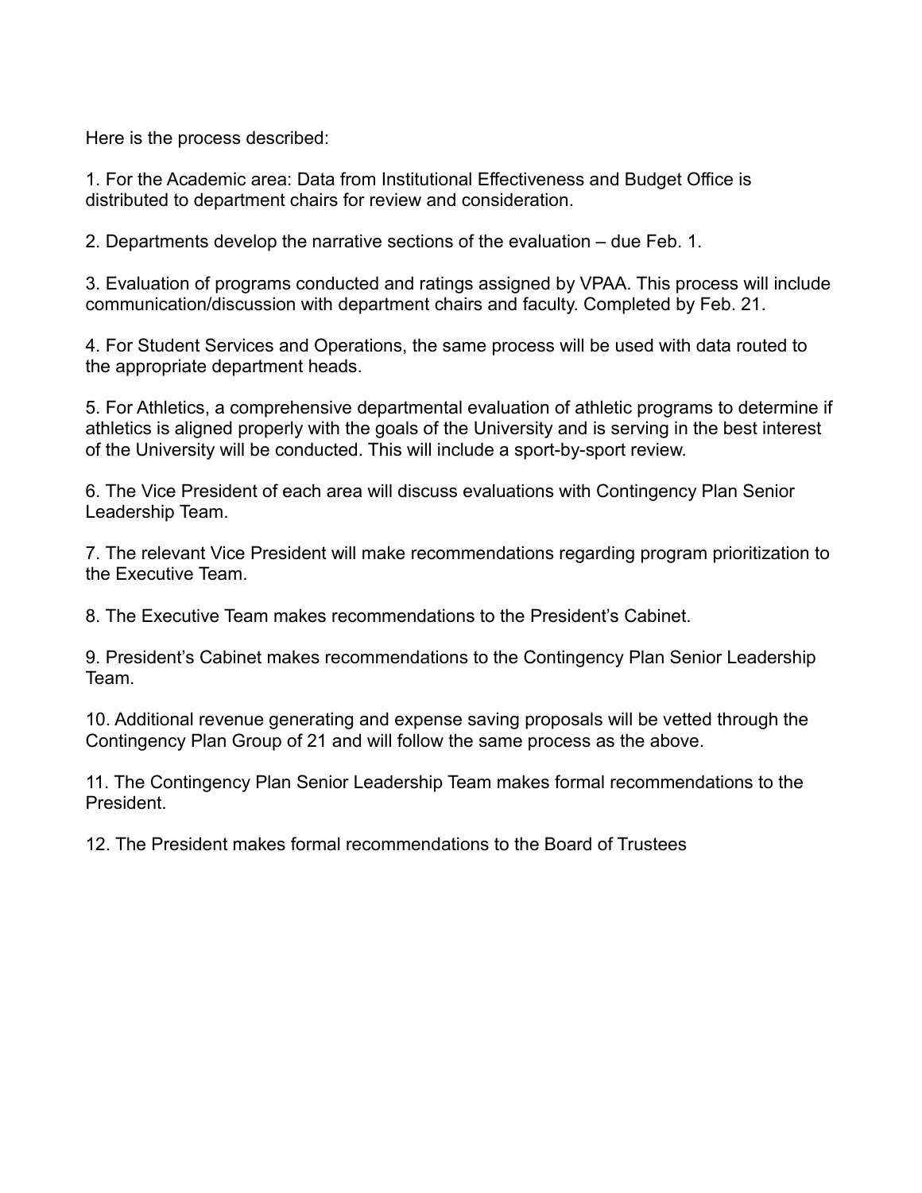Here is the process described:

1. For the Academic area: Data from Institutional Effectiveness and Budget Office is distributed to department chairs for review and consideration.

2. Departments develop the narrative sections of the evaluation – due Feb. 1.

3. Evaluation of programs conducted and ratings assigned by VPAA. This process will include communication/discussion with department chairs and faculty. Completed by Feb. 21.

4. For Student Services and Operations, the same process will be used with data routed to the appropriate department heads.

5. For Athletics, a comprehensive departmental evaluation of athletic programs to determine if athletics is aligned properly with the goals of the University and is serving in the best interest of the University will be conducted. This will include a sport-by-sport review.

6. The Vice President of each area will discuss evaluations with Contingency Plan Senior Leadership Team.

7. The relevant Vice President will make recommendations regarding program prioritization to the Executive Team.

8. The Executive Team makes recommendations to the President's Cabinet.

9. President's Cabinet makes recommendations to the Contingency Plan Senior Leadership Team.

10. Additional revenue generating and expense saving proposals will be vetted through the Contingency Plan Group of 21 and will follow the same process as the above.

11. The Contingency Plan Senior Leadership Team makes formal recommendations to the President.

12. The President makes formal recommendations to the Board of Trustees